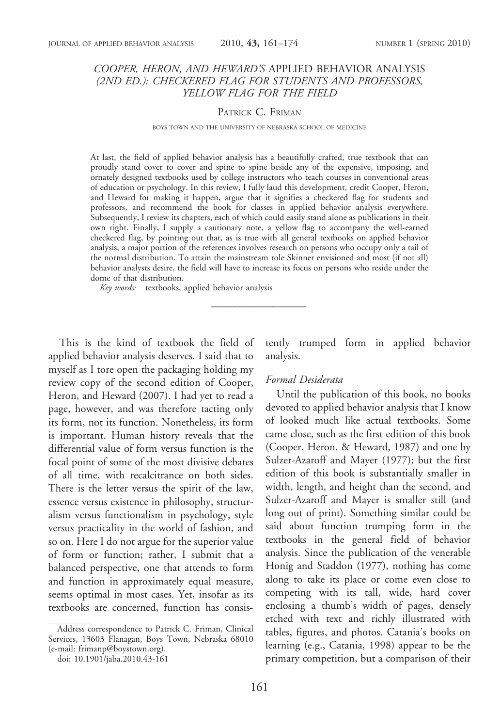# COOPER, HERON, AND HEWARD'S APPLIED BEHAVIOR ANALYSIS (2ND ED.): CHECKERED FLAG FOR STUDENTS AND PROFESSORS, YELLOW FLAG FOR THE FIELD

Patrick C. Friman

BOYS TOWN AND THE UNIVERSITY OF NEBRASKA SCHOOL OF MEDICINE

At last, the field of applied behavior analysis has a beautifully crafted, true textbook that can proudly stand cover to cover and spine to spine beside any of the expensive, imposing, and ornately designed textbooks used by college instructors who teach courses in conventional areas of education or psychology. In this review, I fully laud this development, credit Cooper, Heron, and Heward for making it happen, argue that it signifies a checkered flag for students and professors, and recommend the book for classes in applied behavior analysis everywhere. Subsequently, I review its chapters, each of which could easily stand alone as publications in their own right. Finally, I supply a cautionary note, a yellow flag to accompany the well-earned checkered flag, by pointing out that, as is true with all general textbooks on applied behavior analysis, a major portion of the references involves research on persons who occupy only a tail of the normal distribution. To attain the mainstream role Skinner envisioned and most (if not all) behavior analysts desire, the field will have to increase its focus on persons who reside under the dome of that distribution.

*Key words:* textbooks, applied behavior analysis

---

This is the kind of textbook the field of applied behavior analysis deserves. I said that to myself as I tore open the packaging holding my review copy of the second edition of Cooper, Heron, and Heward (2007). I had yet to read a page, however, and was therefore tacting only its form, not its function. Nonetheless, its form is important. Human history reveals that the differential value of form versus function is the focal point of some of the most divisive debates of all time, with recalcitrance on both sides. There is the letter versus the spirit of the law, essence versus existence in philosophy, structuralism versus functionalism in psychology, style versus practicality in the world of fashion, and so on. Here I do not argue for the superior value of form or function; rather, I submit that a balanced perspective, one that attends to form and function in approximately equal measure, seems optimal in most cases. Yet, insofar as its textbooks are concerned, function has consistently trumped form in applied behavior analysis.

### *Formal Desiderata*

Until the publication of this book, no books devoted to applied behavior analysis that I know of looked much like actual textbooks. Some came close, such as the first edition of this book (Cooper, Heron, & Heward, 1987) and one by Sulzer-Azaroff and Mayer (1977); but the first edition of this book is substantially smaller in width, length, and height than the second, and Sulzer-Azaroff and Mayer is smaller still (and long out of print). Something similar could be said about function trumping form in the textbooks in the general field of behavior analysis. Since the publication of the venerable Honig and Staddon (1977), nothing has come along to take its place or come even close to competing with its tall, wide, hard cover enclosing a thumb's width of pages, densely etched with text and richly illustrated with tables, figures, and photos. Catania's books on learning (e.g., Catania, 1998) appear to be the primary competition, but a comparison of their

---

Address correspondence to Patrick C. Friman, Clinical Services, 13603 Flanagan, Boys Town, Nebraska 68010 (e-mail: frimanp@boystown.org).

doi: 10.1901/jaba.2010.43-161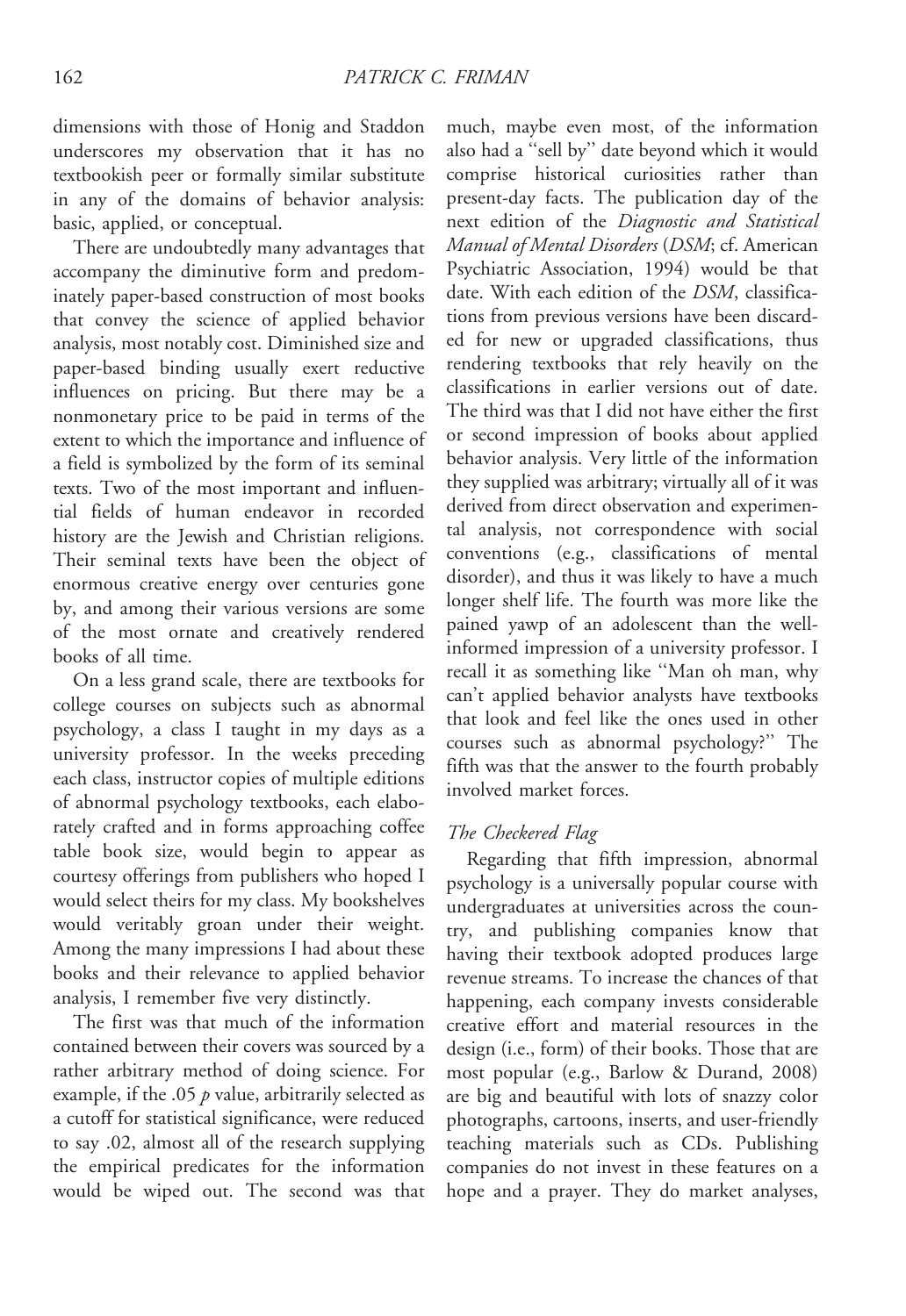dimensions with those of Honig and Staddon underscores my observation that it has no textbookish peer or formally similar substitute in any of the domains of behavior analysis: basic, applied, or conceptual.

There are undoubtedly many advantages that accompany the diminutive form and predominately paper-based construction of most books that convey the science of applied behavior analysis, most notably cost. Diminished size and paper-based binding usually exert reductive influences on pricing. But there may be a nonmonetary price to be paid in terms of the extent to which the importance and influence of a field is symbolized by the form of its seminal texts. Two of the most important and influential fields of human endeavor in recorded history are the Jewish and Christian religions. Their seminal texts have been the object of enormous creative energy over centuries gone by, and among their various versions are some of the most ornate and creatively rendered books of all time.

On a less grand scale, there are textbooks for college courses on subjects such as abnormal psychology, a class I taught in my days as a university professor. In the weeks preceding each class, instructor copies of multiple editions of abnormal psychology textbooks, each elaborately crafted and in forms approaching coffee table book size, would begin to appear as courtesy offerings from publishers who hoped I would select theirs for my class. My bookshelves would veritably groan under their weight. Among the many impressions I had about these books and their relevance to applied behavior analysis, I remember five very distinctly.

The first was that much of the information contained between their covers was sourced by a rather arbitrary method of doing science. For example, if the .05 $p$ value, arbitrarily selected as a cutoff for statistical significance, were reduced to say .02, almost all of the research supplying the empirical predicates for the information would be wiped out. The second was that much, maybe even most, of the information also had a "sell by" date beyond which it would comprise historical curiosities rather than present-day facts. The publication day of the next edition of the *Diagnostic and Statistical Manual of Mental Disorders* (*DSM*; cf. American Psychiatric Association, 1994) would be that date. With each edition of the *DSM*, classifications from previous versions have been discarded for new or upgraded classifications, thus rendering textbooks that rely heavily on the classifications in earlier versions out of date. The third was that I did not have either the first or second impression of books about applied behavior analysis. Very little of the information they supplied was arbitrary; virtually all of it was derived from direct observation and experimental analysis, not correspondence with social conventions (e.g., classifications of mental disorder), and thus it was likely to have a much longer shelf life. The fourth was more like the pained yawp of an adolescent than the well-informed impression of a university professor. I recall it as something like "Man oh man, why can't applied behavior analysts have textbooks that look and feel like the ones used in other courses such as abnormal psychology?" The fifth was that the answer to the fourth probably involved market forces.

### *The Checkered Flag*

Regarding that fifth impression, abnormal psychology is a universally popular course with undergraduates at universities across the country, and publishing companies know that having their textbook adopted produces large revenue streams. To increase the chances of that happening, each company invests considerable creative effort and material resources in the design (i.e., form) of their books. Those that are most popular (e.g., Barlow & Durand, 2008) are big and beautiful with lots of snazzy color photographs, cartoons, inserts, and user-friendly teaching materials such as CDs. Publishing companies do not invest in these features on a hope and a prayer. They do market analyses,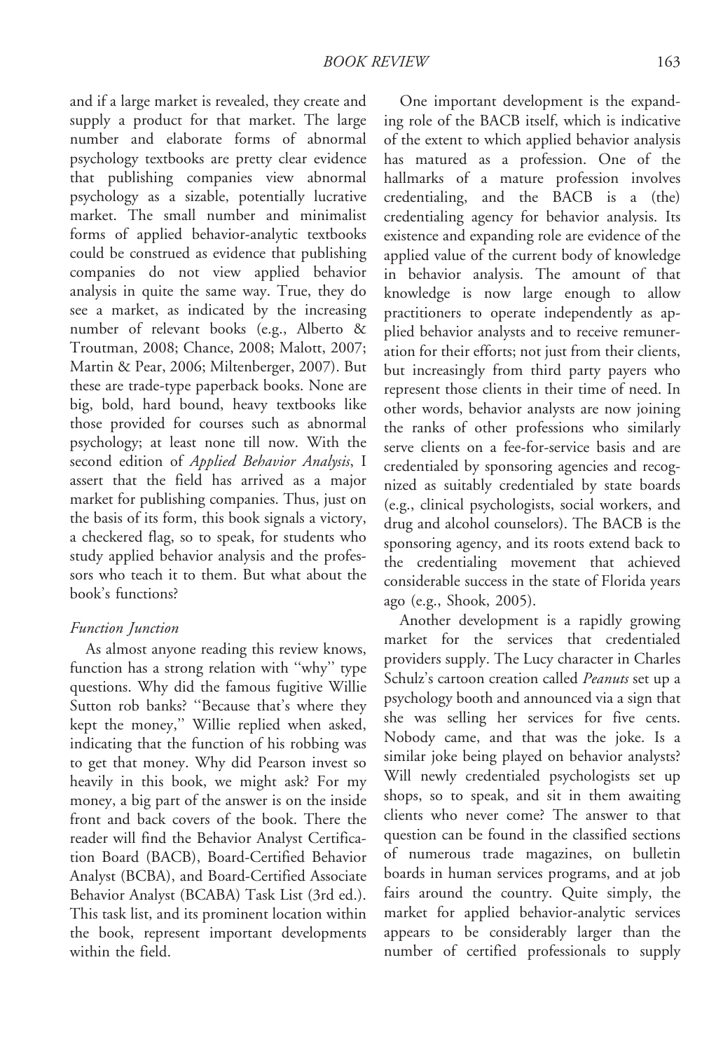and if a large market is revealed, they create and supply a product for that market. The large number and elaborate forms of abnormal psychology textbooks are pretty clear evidence that publishing companies view abnormal psychology as a sizable, potentially lucrative market. The small number and minimalist forms of applied behavior-analytic textbooks could be construed as evidence that publishing companies do not view applied behavior analysis in quite the same way. True, they do see a market, as indicated by the increasing number of relevant books (e.g., Alberto & Troutman, 2008; Chance, 2008; Malott, 2007; Martin & Pear, 2006; Miltenberger, 2007). But these are trade-type paperback books. None are big, bold, hard bound, heavy textbooks like those provided for courses such as abnormal psychology; at least none till now. With the second edition of *Applied Behavior Analysis*, I assert that the field has arrived as a major market for publishing companies. Thus, just on the basis of its form, this book signals a victory, a checkered flag, so to speak, for students who study applied behavior analysis and the professors who teach it to them. But what about the book's functions?

### *Function Junction*

As almost anyone reading this review knows, function has a strong relation with ''why'' type questions. Why did the famous fugitive Willie Sutton rob banks? ''Because that's where they kept the money,'' Willie replied when asked, indicating that the function of his robbing was to get that money. Why did Pearson invest so heavily in this book, we might ask? For my money, a big part of the answer is on the inside front and back covers of the book. There the reader will find the Behavior Analyst Certification Board (BACB), Board-Certified Behavior Analyst (BCBA), and Board-Certified Associate Behavior Analyst (BCABA) Task List (3rd ed.). This task list, and its prominent location within the book, represent important developments within the field.

One important development is the expanding role of the BACB itself, which is indicative of the extent to which applied behavior analysis has matured as a profession. One of the hallmarks of a mature profession involves credentialing, and the BACB is a (the) credentialing agency for behavior analysis. Its existence and expanding role are evidence of the applied value of the current body of knowledge in behavior analysis. The amount of that knowledge is now large enough to allow practitioners to operate independently as applied behavior analysts and to receive remuneration for their efforts; not just from their clients, but increasingly from third party payers who represent those clients in their time of need. In other words, behavior analysts are now joining the ranks of other professions who similarly serve clients on a fee-for-service basis and are credentialed by sponsoring agencies and recognized as suitably credentialed by state boards (e.g., clinical psychologists, social workers, and drug and alcohol counselors). The BACB is the sponsoring agency, and its roots extend back to the credentialing movement that achieved considerable success in the state of Florida years ago (e.g., Shook, 2005).

Another development is a rapidly growing market for the services that credentialed providers supply. The Lucy character in Charles Schulz's cartoon creation called *Peanuts* set up a psychology booth and announced via a sign that she was selling her services for five cents. Nobody came, and that was the joke. Is a similar joke being played on behavior analysts? Will newly credentialed psychologists set up shops, so to speak, and sit in them awaiting clients who never come? The answer to that question can be found in the classified sections of numerous trade magazines, on bulletin boards in human services programs, and at job fairs around the country. Quite simply, the market for applied behavior-analytic services appears to be considerably larger than the number of certified professionals to supply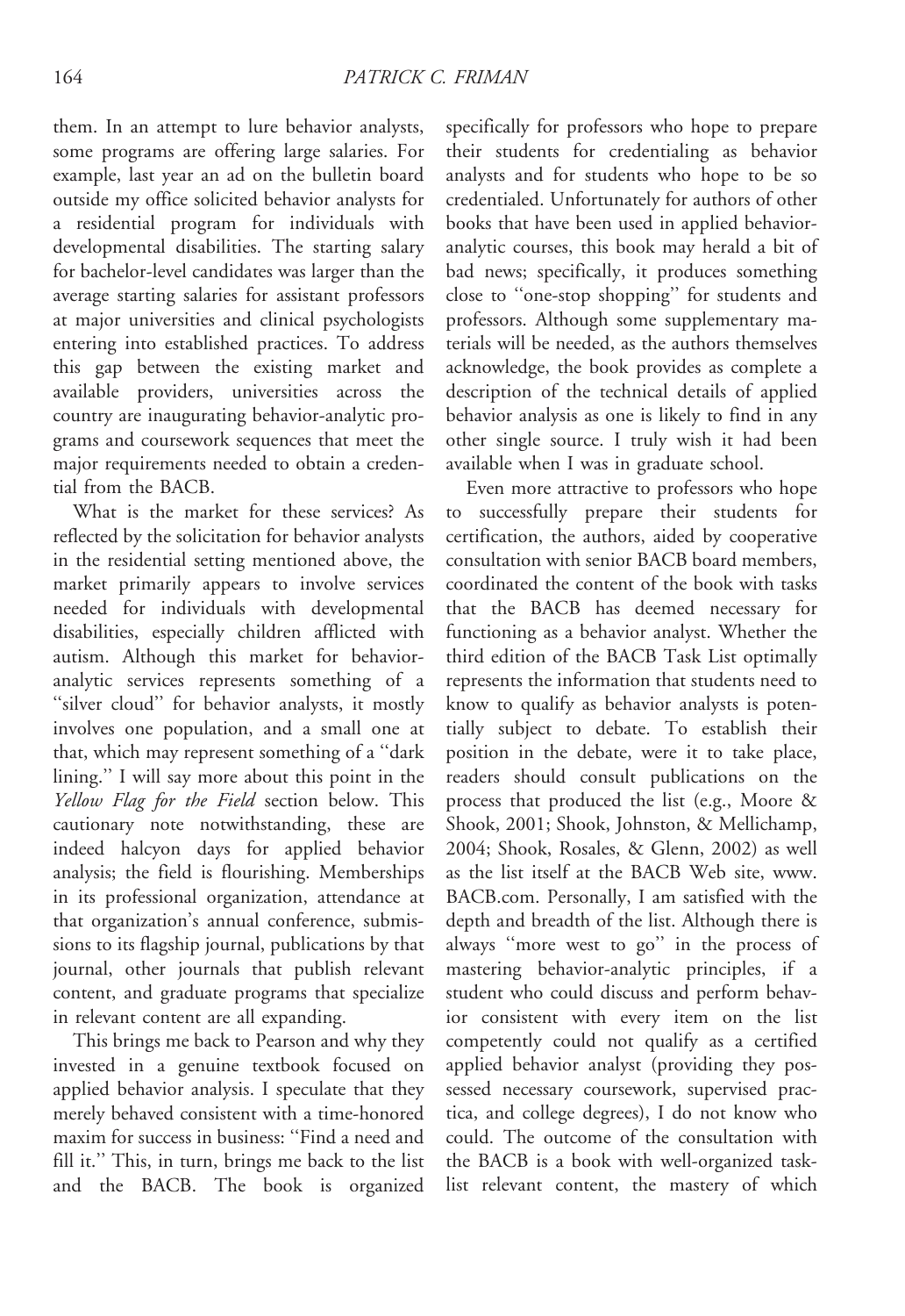them. In an attempt to lure behavior analysts, some programs are offering large salaries. For example, last year an ad on the bulletin board outside my office solicited behavior analysts for a residential program for individuals with developmental disabilities. The starting salary for bachelor-level candidates was larger than the average starting salaries for assistant professors at major universities and clinical psychologists entering into established practices. To address this gap between the existing market and available providers, universities across the country are inaugurating behavior-analytic programs and coursework sequences that meet the major requirements needed to obtain a credential from the BACB.

What is the market for these services? As reflected by the solicitation for behavior analysts in the residential setting mentioned above, the market primarily appears to involve services needed for individuals with developmental disabilities, especially children afflicted with autism. Although this market for behavior-analytic services represents something of a "silver cloud" for behavior analysts, it mostly involves one population, and a small one at that, which may represent something of a "dark lining." I will say more about this point in the *Yellow Flag for the Field* section below. This cautionary note notwithstanding, these are indeed halcyon days for applied behavior analysis; the field is flourishing. Memberships in its professional organization, attendance at that organization's annual conference, submissions to its flagship journal, publications by that journal, other journals that publish relevant content, and graduate programs that specialize in relevant content are all expanding.

This brings me back to Pearson and why they invested in a genuine textbook focused on applied behavior analysis. I speculate that they merely behaved consistent with a time-honored maxim for success in business: "Find a need and fill it." This, in turn, brings me back to the list and the BACB. The book is organized specifically for professors who hope to prepare their students for credentialing as behavior analysts and for students who hope to be so credentialed. Unfortunately for authors of other books that have been used in applied behavior-analytic courses, this book may herald a bit of bad news; specifically, it produces something close to "one-stop shopping" for students and professors. Although some supplementary materials will be needed, as the authors themselves acknowledge, the book provides as complete a description of the technical details of applied behavior analysis as one is likely to find in any other single source. I truly wish it had been available when I was in graduate school.

Even more attractive to professors who hope to successfully prepare their students for certification, the authors, aided by cooperative consultation with senior BACB board members, coordinated the content of the book with tasks that the BACB has deemed necessary for functioning as a behavior analyst. Whether the third edition of the BACB Task List optimally represents the information that students need to know to qualify as behavior analysts is potentially subject to debate. To establish their position in the debate, were it to take place, readers should consult publications on the process that produced the list (e.g., Moore & Shook, 2001; Shook, Johnston, & Mellichamp, 2004; Shook, Rosales, & Glenn, 2002) as well as the list itself at the BACB Web site, www.BACB.com. Personally, I am satisfied with the depth and breadth of the list. Although there is always "more west to go" in the process of mastering behavior-analytic principles, if a student who could discuss and perform behavior consistent with every item on the list competently could not qualify as a certified applied behavior analyst (providing they possessed necessary coursework, supervised practica, and college degrees), I do not know who could. The outcome of the consultation with the BACB is a book with well-organized task-list relevant content, the mastery of which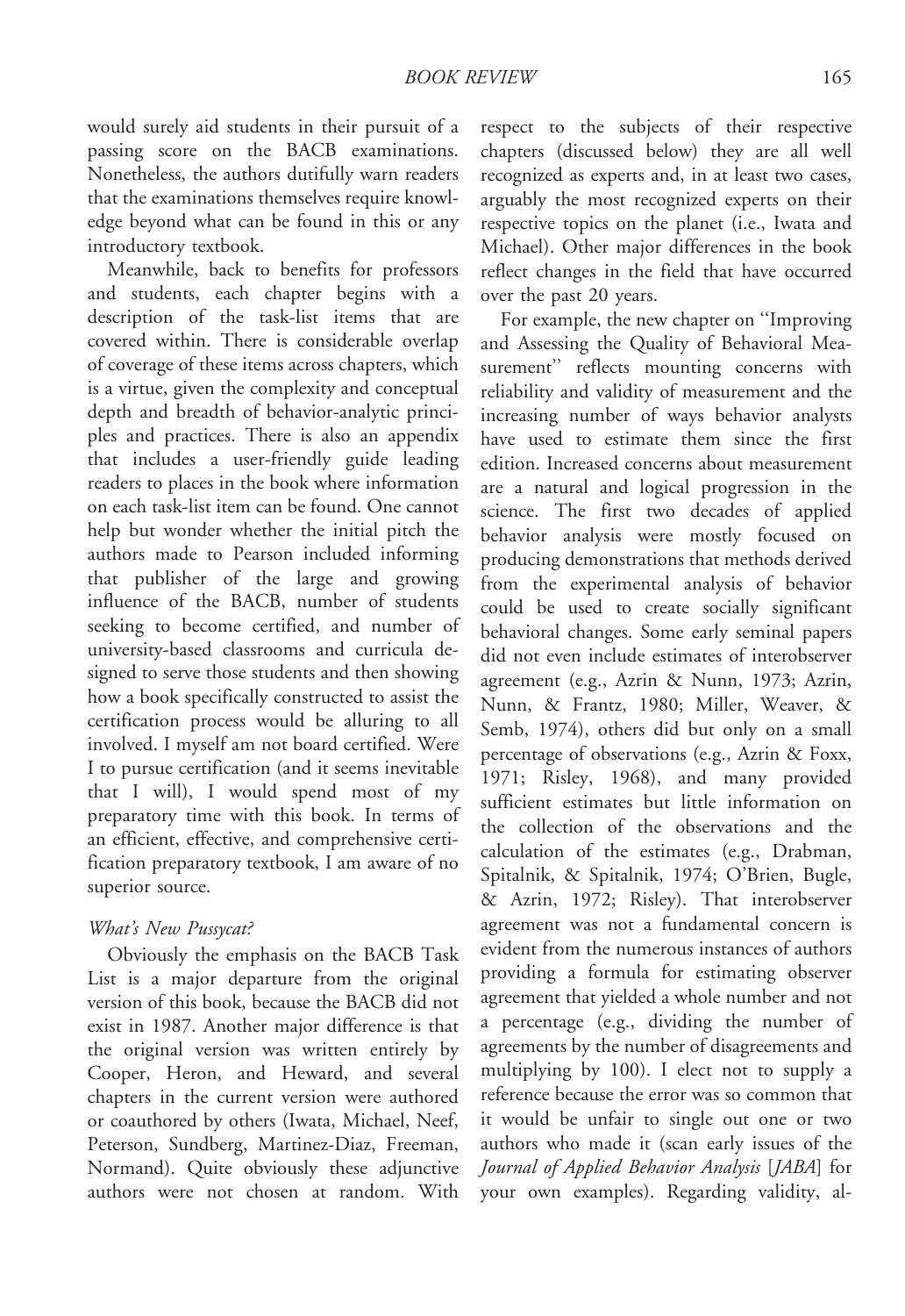would surely aid students in their pursuit of a passing score on the BACB examinations. Nonetheless, the authors dutifully warn readers that the examinations themselves require knowledge beyond what can be found in this or any introductory textbook.

Meanwhile, back to benefits for professors and students, each chapter begins with a description of the task-list items that are covered within. There is considerable overlap of coverage of these items across chapters, which is a virtue, given the complexity and conceptual depth and breadth of behavior-analytic principles and practices. There is also an appendix that includes a user-friendly guide leading readers to places in the book where information on each task-list item can be found. One cannot help but wonder whether the initial pitch the authors made to Pearson included informing that publisher of the large and growing influence of the BACB, number of students seeking to become certified, and number of university-based classrooms and curricula designed to serve those students and then showing how a book specifically constructed to assist the certification process would be alluring to all involved. I myself am not board certified. Were I to pursue certification (and it seems inevitable that I will), I would spend most of my preparatory time with this book. In terms of an efficient, effective, and comprehensive certification preparatory textbook, I am aware of no superior source.

*What's New Pussycat?*

Obviously the emphasis on the BACB Task List is a major departure from the original version of this book, because the BACB did not exist in 1987. Another major difference is that the original version was written entirely by Cooper, Heron, and Heward, and several chapters in the current version were authored or coauthored by others (Iwata, Michael, Neef, Peterson, Sundberg, Martinez-Diaz, Freeman, Normand). Quite obviously these adjunctive authors were not chosen at random. With respect to the subjects of their respective chapters (discussed below) they are all well recognized as experts and, in at least two cases, arguably the most recognized experts on their respective topics on the planet (i.e., Iwata and Michael). Other major differences in the book reflect changes in the field that have occurred over the past 20 years.

For example, the new chapter on "Improving and Assessing the Quality of Behavioral Measurement" reflects mounting concerns with reliability and validity of measurement and the increasing number of ways behavior analysts have used to estimate them since the first edition. Increased concerns about measurement are a natural and logical progression in the science. The first two decades of applied behavior analysis were mostly focused on producing demonstrations that methods derived from the experimental analysis of behavior could be used to create socially significant behavioral changes. Some early seminal papers did not even include estimates of interobserver agreement (e.g., Azrin & Nunn, 1973; Azrin, Nunn, & Frantz, 1980; Miller, Weaver, & Semb, 1974), others did but only on a small percentage of observations (e.g., Azrin & Foxx, 1971; Risley, 1968), and many provided sufficient estimates but little information on the collection of the observations and the calculation of the estimates (e.g., Drabman, Spitalnik, & Spitalnik, 1974; O'Brien, Bugle, & Azrin, 1972; Risley). That interobserver agreement was not a fundamental concern is evident from the numerous instances of authors providing a formula for estimating observer agreement that yielded a whole number and not a percentage (e.g., dividing the number of agreements by the number of disagreements and multiplying by 100). I elect not to supply a reference because the error was so common that it would be unfair to single out one or two authors who made it (scan early issues of the *Journal of Applied Behavior Analysis* [*JABA*] for your own examples). Regarding validity, al-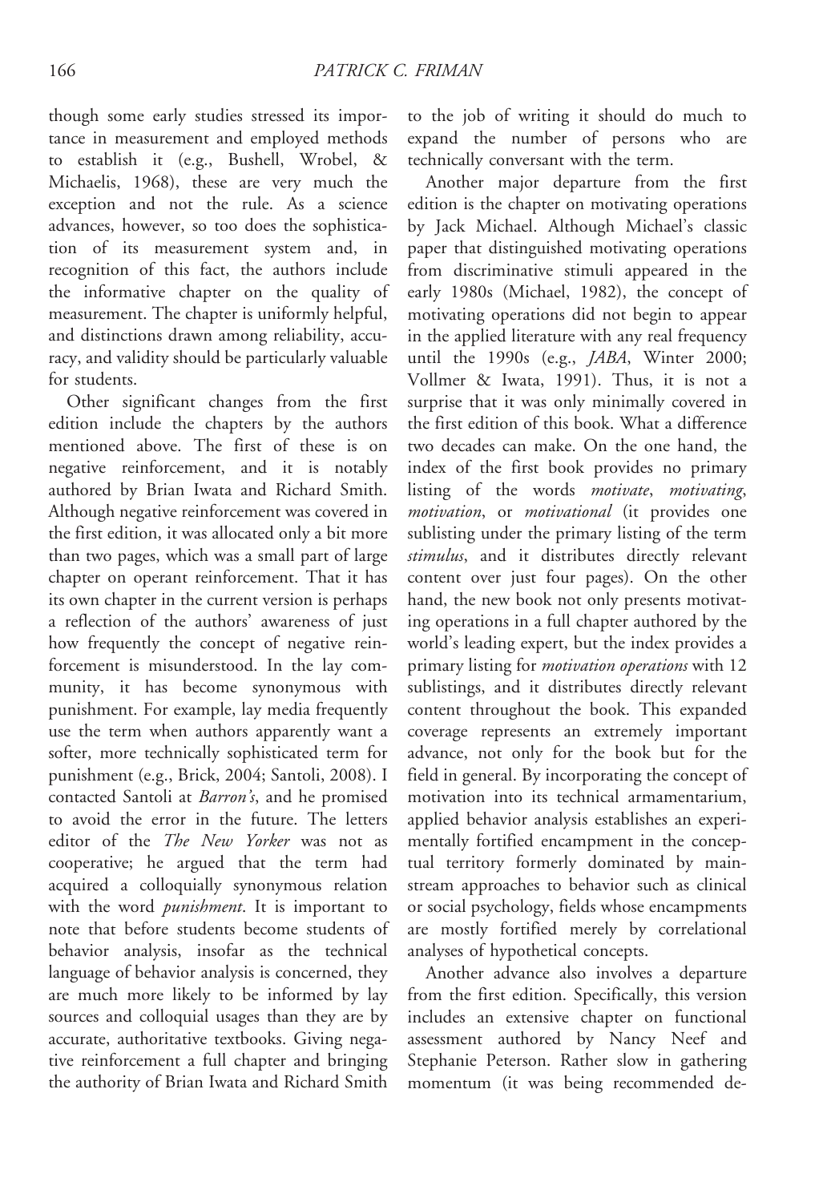though some early studies stressed its importance in measurement and employed methods to establish it (e.g., Bushell, Wrobel, & Michaelis, 1968), these are very much the exception and not the rule. As a science advances, however, so too does the sophistication of its measurement system and, in recognition of this fact, the authors include the informative chapter on the quality of measurement. The chapter is uniformly helpful, and distinctions drawn among reliability, accuracy, and validity should be particularly valuable for students.

Other significant changes from the first edition include the chapters by the authors mentioned above. The first of these is on negative reinforcement, and it is notably authored by Brian Iwata and Richard Smith. Although negative reinforcement was covered in the first edition, it was allocated only a bit more than two pages, which was a small part of large chapter on operant reinforcement. That it has its own chapter in the current version is perhaps a reflection of the authors' awareness of just how frequently the concept of negative reinforcement is misunderstood. In the lay community, it has become synonymous with punishment. For example, lay media frequently use the term when authors apparently want a softer, more technically sophisticated term for punishment (e.g., Brick, 2004; Santoli, 2008). I contacted Santoli at *Barron's*, and he promised to avoid the error in the future. The letters editor of the *The New Yorker* was not as cooperative; he argued that the term had acquired a colloquially synonymous relation with the word *punishment*. It is important to note that before students become students of behavior analysis, insofar as the technical language of behavior analysis is concerned, they are much more likely to be informed by lay sources and colloquial usages than they are by accurate, authoritative textbooks. Giving negative reinforcement a full chapter and bringing the authority of Brian Iwata and Richard Smith to the job of writing it should do much to expand the number of persons who are technically conversant with the term.

Another major departure from the first edition is the chapter on motivating operations by Jack Michael. Although Michael's classic paper that distinguished motivating operations from discriminative stimuli appeared in the early 1980s (Michael, 1982), the concept of motivating operations did not begin to appear in the applied literature with any real frequency until the 1990s (e.g., *JABA*, Winter 2000; Vollmer & Iwata, 1991). Thus, it is not a surprise that it was only minimally covered in the first edition of this book. What a difference two decades can make. On the one hand, the index of the first book provides no primary listing of the words *motivate*, *motivating*, *motivation*, or *motivational* (it provides one sublisting under the primary listing of the term *stimulus*, and it distributes directly relevant content over just four pages). On the other hand, the new book not only presents motivating operations in a full chapter authored by the world's leading expert, but the index provides a primary listing for *motivation operations* with 12 sublistings, and it distributes directly relevant content throughout the book. This expanded coverage represents an extremely important advance, not only for the book but for the field in general. By incorporating the concept of motivation into its technical armamentarium, applied behavior analysis establishes an experimentally fortified encampment in the conceptual territory formerly dominated by mainstream approaches to behavior such as clinical or social psychology, fields whose encampments are mostly fortified merely by correlational analyses of hypothetical concepts.

Another advance also involves a departure from the first edition. Specifically, this version includes an extensive chapter on functional assessment authored by Nancy Neef and Stephanie Peterson. Rather slow in gathering momentum (it was being recommended de-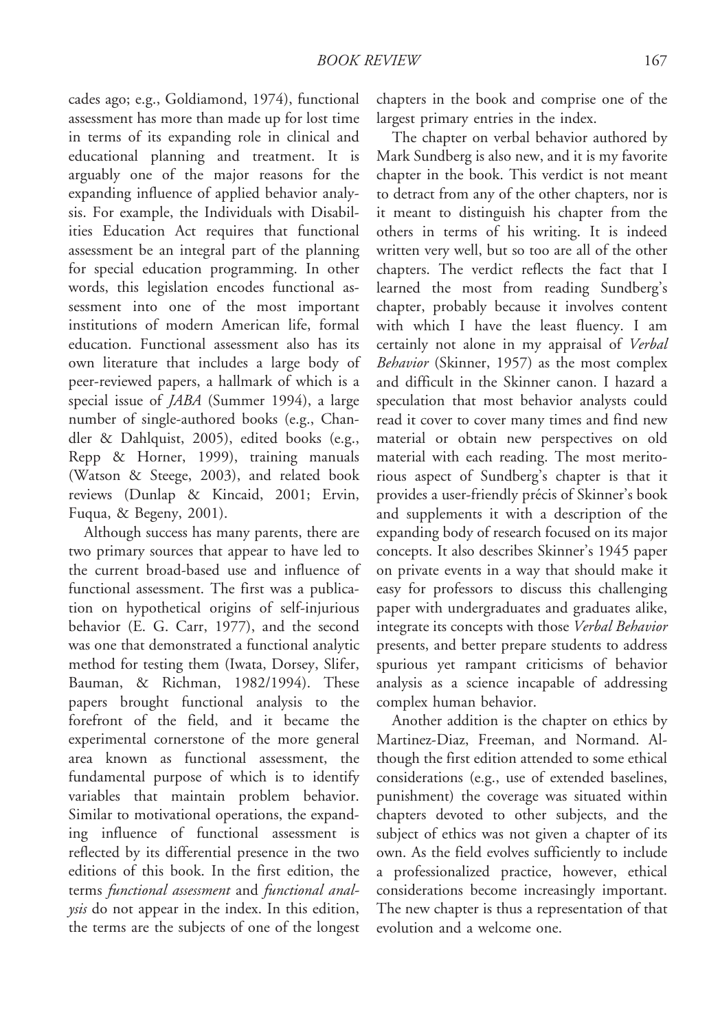cades ago; e.g., Goldiamond, 1974), functional assessment has more than made up for lost time in terms of its expanding role in clinical and educational planning and treatment. It is arguably one of the major reasons for the expanding influence of applied behavior analysis. For example, the Individuals with Disabilities Education Act requires that functional assessment be an integral part of the planning for special education programming. In other words, this legislation encodes functional assessment into one of the most important institutions of modern American life, formal education. Functional assessment also has its own literature that includes a large body of peer-reviewed papers, a hallmark of which is a special issue of *JABA* (Summer 1994), a large number of single-authored books (e.g., Chandler & Dahlquist, 2005), edited books (e.g., Repp & Horner, 1999), training manuals (Watson & Steege, 2003), and related book reviews (Dunlap & Kincaid, 2001; Ervin, Fuqua, & Begeny, 2001).

Although success has many parents, there are two primary sources that appear to have led to the current broad-based use and influence of functional assessment. The first was a publication on hypothetical origins of self-injurious behavior (E. G. Carr, 1977), and the second was one that demonstrated a functional analytic method for testing them (Iwata, Dorsey, Slifer, Bauman, & Richman, 1982/1994). These papers brought functional analysis to the forefront of the field, and it became the experimental cornerstone of the more general area known as functional assessment, the fundamental purpose of which is to identify variables that maintain problem behavior. Similar to motivational operations, the expanding influence of functional assessment is reflected by its differential presence in the two editions of this book. In the first edition, the terms *functional assessment* and *functional analysis* do not appear in the index. In this edition, the terms are the subjects of one of the longest chapters in the book and comprise one of the largest primary entries in the index.

The chapter on verbal behavior authored by Mark Sundberg is also new, and it is my favorite chapter in the book. This verdict is not meant to detract from any of the other chapters, nor is it meant to distinguish his chapter from the others in terms of his writing. It is indeed written very well, but so too are all of the other chapters. The verdict reflects the fact that I learned the most from reading Sundberg's chapter, probably because it involves content with which I have the least fluency. I am certainly not alone in my appraisal of *Verbal Behavior* (Skinner, 1957) as the most complex and difficult in the Skinner canon. I hazard a speculation that most behavior analysts could read it cover to cover many times and find new material or obtain new perspectives on old material with each reading. The most meritorious aspect of Sundberg's chapter is that it provides a user-friendly précis of Skinner's book and supplements it with a description of the expanding body of research focused on its major concepts. It also describes Skinner's 1945 paper on private events in a way that should make it easy for professors to discuss this challenging paper with undergraduates and graduates alike, integrate its concepts with those *Verbal Behavior* presents, and better prepare students to address spurious yet rampant criticisms of behavior analysis as a science incapable of addressing complex human behavior.

Another addition is the chapter on ethics by Martinez-Diaz, Freeman, and Normand. Although the first edition attended to some ethical considerations (e.g., use of extended baselines, punishment) the coverage was situated within chapters devoted to other subjects, and the subject of ethics was not given a chapter of its own. As the field evolves sufficiently to include a professionalized practice, however, ethical considerations become increasingly important. The new chapter is thus a representation of that evolution and a welcome one.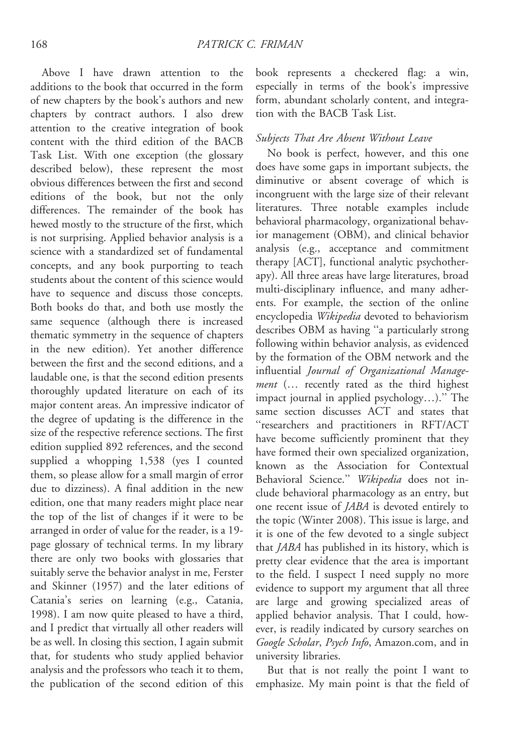Above I have drawn attention to the additions to the book that occurred in the form of new chapters by the book's authors and new chapters by contract authors. I also drew attention to the creative integration of book content with the third edition of the BACB Task List. With one exception (the glossary described below), these represent the most obvious differences between the first and second editions of the book, but not the only differences. The remainder of the book has hewed mostly to the structure of the first, which is not surprising. Applied behavior analysis is a science with a standardized set of fundamental concepts, and any book purporting to teach students about the content of this science would have to sequence and discuss those concepts. Both books do that, and both use mostly the same sequence (although there is increased thematic symmetry in the sequence of chapters in the new edition). Yet another difference between the first and the second editions, and a laudable one, is that the second edition presents thoroughly updated literature on each of its major content areas. An impressive indicator of the degree of updating is the difference in the size of the respective reference sections. The first edition supplied 892 references, and the second supplied a whopping 1,538 (yes I counted them, so please allow for a small margin of error due to dizziness). A final addition in the new edition, one that many readers might place near the top of the list of changes if it were to be arranged in order of value for the reader, is a 19-page glossary of technical terms. In my library there are only two books with glossaries that suitably serve the behavior analyst in me, Ferster and Skinner (1957) and the later editions of Catania's series on learning (e.g., Catania, 1998). I am now quite pleased to have a third, and I predict that virtually all other readers will be as well. In closing this section, I again submit that, for students who study applied behavior analysis and the professors who teach it to them, the publication of the second edition of this book represents a checkered flag: a win, especially in terms of the book's impressive form, abundant scholarly content, and integration with the BACB Task List.

### *Subjects That Are Absent Without Leave*

No book is perfect, however, and this one does have some gaps in important subjects, the diminutive or absent coverage of which is incongruent with the large size of their relevant literatures. Three notable examples include behavioral pharmacology, organizational behavior management (OBM), and clinical behavior analysis (e.g., acceptance and commitment therapy [ACT], functional analytic psychotherapy). All three areas have large literatures, broad multi-disciplinary influence, and many adherents. For example, the section of the online encyclopedia *Wikipedia* devoted to behaviorism describes OBM as having "a particularly strong following within behavior analysis, as evidenced by the formation of the OBM network and the influential *Journal of Organizational Management* (… recently rated as the third highest impact journal in applied psychology…)." The same section discusses ACT and states that "researchers and practitioners in RFT/ACT have become sufficiently prominent that they have formed their own specialized organization, known as the Association for Contextual Behavioral Science." *Wikipedia* does not include behavioral pharmacology as an entry, but one recent issue of *JABA* is devoted entirely to the topic (Winter 2008). This issue is large, and it is one of the few devoted to a single subject that *JABA* has published in its history, which is pretty clear evidence that the area is important to the field. I suspect I need supply no more evidence to support my argument that all three are large and growing specialized areas of applied behavior analysis. That I could, however, is readily indicated by cursory searches on *Google Scholar*, *Psych Info*, Amazon.com, and in university libraries.

But that is not really the point I want to emphasize. My main point is that the field of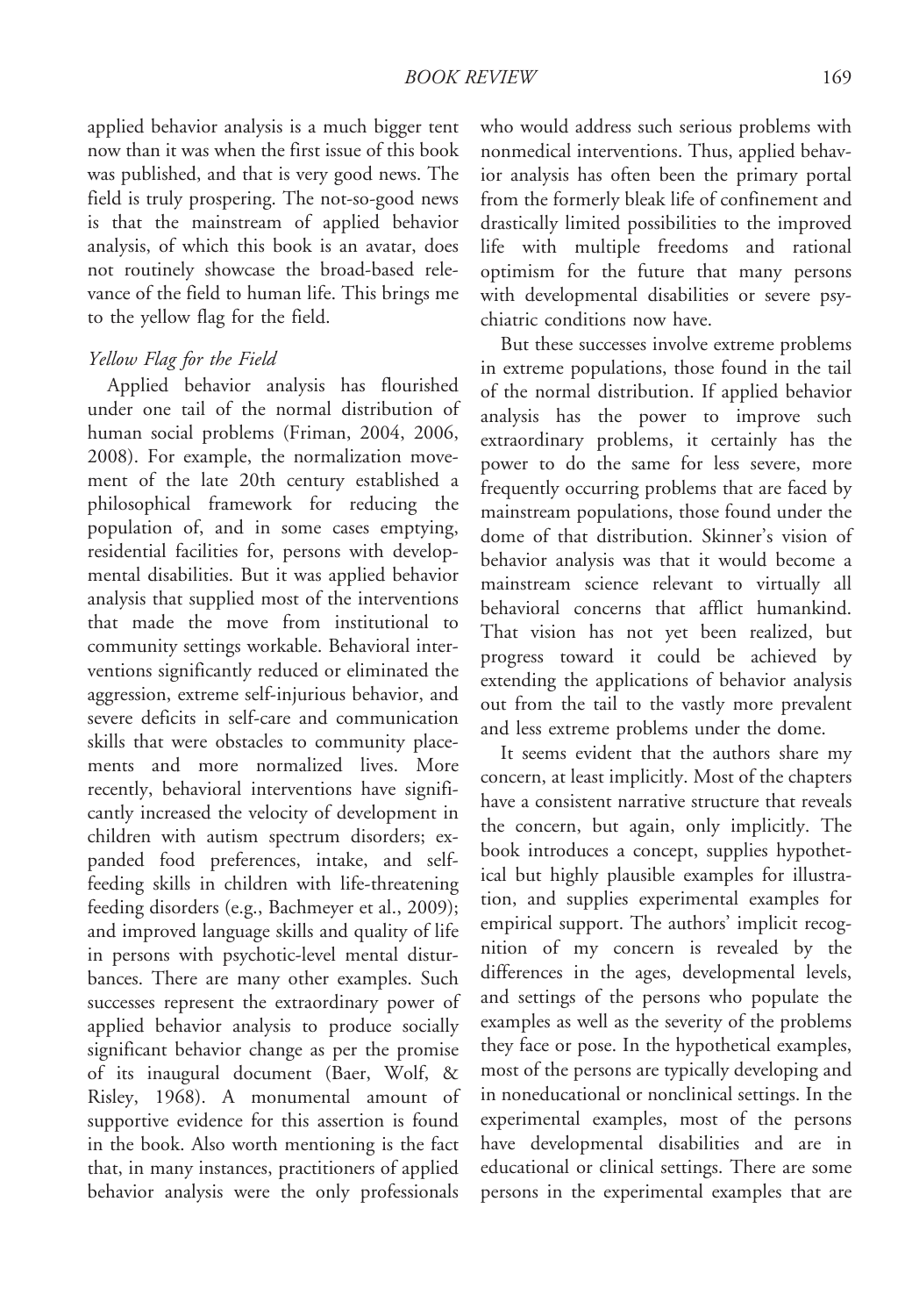applied behavior analysis is a much bigger tent now than it was when the first issue of this book was published, and that is very good news. The field is truly prospering. The not-so-good news is that the mainstream of applied behavior analysis, of which this book is an avatar, does not routinely showcase the broad-based relevance of the field to human life. This brings me to the yellow flag for the field.

### *Yellow Flag for the Field*

Applied behavior analysis has flourished under one tail of the normal distribution of human social problems (Friman, 2004, 2006, 2008). For example, the normalization movement of the late 20th century established a philosophical framework for reducing the population of, and in some cases emptying, residential facilities for, persons with developmental disabilities. But it was applied behavior analysis that supplied most of the interventions that made the move from institutional to community settings workable. Behavioral interventions significantly reduced or eliminated the aggression, extreme self-injurious behavior, and severe deficits in self-care and communication skills that were obstacles to community placements and more normalized lives. More recently, behavioral interventions have significantly increased the velocity of development in children with autism spectrum disorders; expanded food preferences, intake, and self-feeding skills in children with life-threatening feeding disorders (e.g., Bachmeyer et al., 2009); and improved language skills and quality of life in persons with psychotic-level mental disturbances. There are many other examples. Such successes represent the extraordinary power of applied behavior analysis to produce socially significant behavior change as per the promise of its inaugural document (Baer, Wolf, & Risley, 1968). A monumental amount of supportive evidence for this assertion is found in the book. Also worth mentioning is the fact that, in many instances, practitioners of applied behavior analysis were the only professionals who would address such serious problems with nonmedical interventions. Thus, applied behavior analysis has often been the primary portal from the formerly bleak life of confinement and drastically limited possibilities to the improved life with multiple freedoms and rational optimism for the future that many persons with developmental disabilities or severe psychiatric conditions now have.

But these successes involve extreme problems in extreme populations, those found in the tail of the normal distribution. If applied behavior analysis has the power to improve such extraordinary problems, it certainly has the power to do the same for less severe, more frequently occurring problems that are faced by mainstream populations, those found under the dome of that distribution. Skinner's vision of behavior analysis was that it would become a mainstream science relevant to virtually all behavioral concerns that afflict humankind. That vision has not yet been realized, but progress toward it could be achieved by extending the applications of behavior analysis out from the tail to the vastly more prevalent and less extreme problems under the dome.

It seems evident that the authors share my concern, at least implicitly. Most of the chapters have a consistent narrative structure that reveals the concern, but again, only implicitly. The book introduces a concept, supplies hypothetical but highly plausible examples for illustration, and supplies experimental examples for empirical support. The authors' implicit recognition of my concern is revealed by the differences in the ages, developmental levels, and settings of the persons who populate the examples as well as the severity of the problems they face or pose. In the hypothetical examples, most of the persons are typically developing and in noneducational or nonclinical settings. In the experimental examples, most of the persons have developmental disabilities and are in educational or clinical settings. There are some persons in the experimental examples that are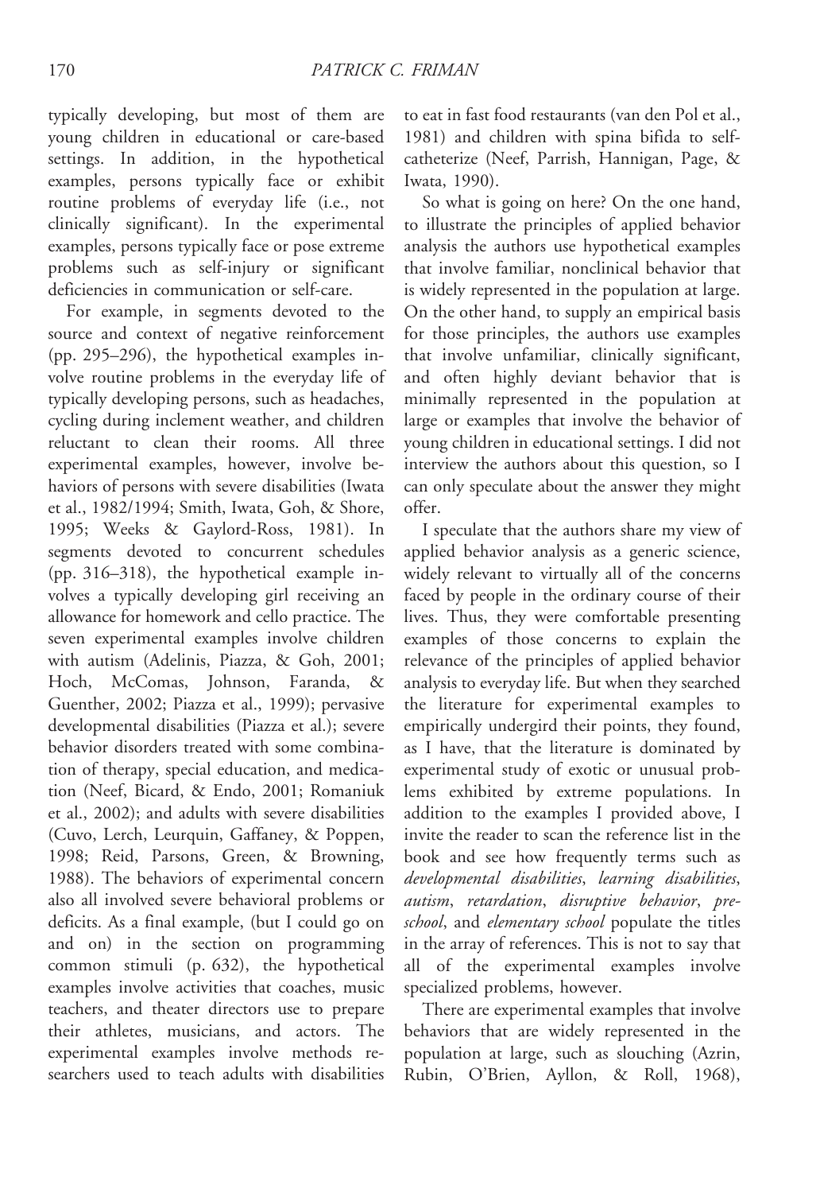typically developing, but most of them are young children in educational or care-based settings. In addition, in the hypothetical examples, persons typically face or exhibit routine problems of everyday life (i.e., not clinically significant). In the experimental examples, persons typically face or pose extreme problems such as self-injury or significant deficiencies in communication or self-care.

For example, in segments devoted to the source and context of negative reinforcement (pp. 295–296), the hypothetical examples involve routine problems in the everyday life of typically developing persons, such as headaches, cycling during inclement weather, and children reluctant to clean their rooms. All three experimental examples, however, involve behaviors of persons with severe disabilities (Iwata et al., 1982/1994; Smith, Iwata, Goh, & Shore, 1995; Weeks & Gaylord-Ross, 1981). In segments devoted to concurrent schedules (pp. 316–318), the hypothetical example involves a typically developing girl receiving an allowance for homework and cello practice. The seven experimental examples involve children with autism (Adelinis, Piazza, & Goh, 2001; Hoch, McComas, Johnson, Faranda, & Guenther, 2002; Piazza et al., 1999); pervasive developmental disabilities (Piazza et al.); severe behavior disorders treated with some combination of therapy, special education, and medication (Neef, Bicard, & Endo, 2001; Romaniuk et al., 2002); and adults with severe disabilities (Cuvo, Lerch, Leurquin, Gaffaney, & Poppen, 1998; Reid, Parsons, Green, & Browning, 1988). The behaviors of experimental concern also all involved severe behavioral problems or deficits. As a final example, (but I could go on and on) in the section on programming common stimuli (p. 632), the hypothetical examples involve activities that coaches, music teachers, and theater directors use to prepare their athletes, musicians, and actors. The experimental examples involve methods researchers used to teach adults with disabilities to eat in fast food restaurants (van den Pol et al., 1981) and children with spina bifida to self-catheterize (Neef, Parrish, Hannigan, Page, & Iwata, 1990).

So what is going on here? On the one hand, to illustrate the principles of applied behavior analysis the authors use hypothetical examples that involve familiar, nonclinical behavior that is widely represented in the population at large. On the other hand, to supply an empirical basis for those principles, the authors use examples that involve unfamiliar, clinically significant, and often highly deviant behavior that is minimally represented in the population at large or examples that involve the behavior of young children in educational settings. I did not interview the authors about this question, so I can only speculate about the answer they might offer.

I speculate that the authors share my view of applied behavior analysis as a generic science, widely relevant to virtually all of the concerns faced by people in the ordinary course of their lives. Thus, they were comfortable presenting examples of those concerns to explain the relevance of the principles of applied behavior analysis to everyday life. But when they searched the literature for experimental examples to empirically undergird their points, they found, as I have, that the literature is dominated by experimental study of exotic or unusual problems exhibited by extreme populations. In addition to the examples I provided above, I invite the reader to scan the reference list in the book and see how frequently terms such as *developmental disabilities*, *learning disabilities*, *autism*, *retardation*, *disruptive behavior*, *preschool*, and *elementary school* populate the titles in the array of references. This is not to say that all of the experimental examples involve specialized problems, however.

There are experimental examples that involve behaviors that are widely represented in the population at large, such as slouching (Azrin, Rubin, O'Brien, Ayllon, & Roll, 1968),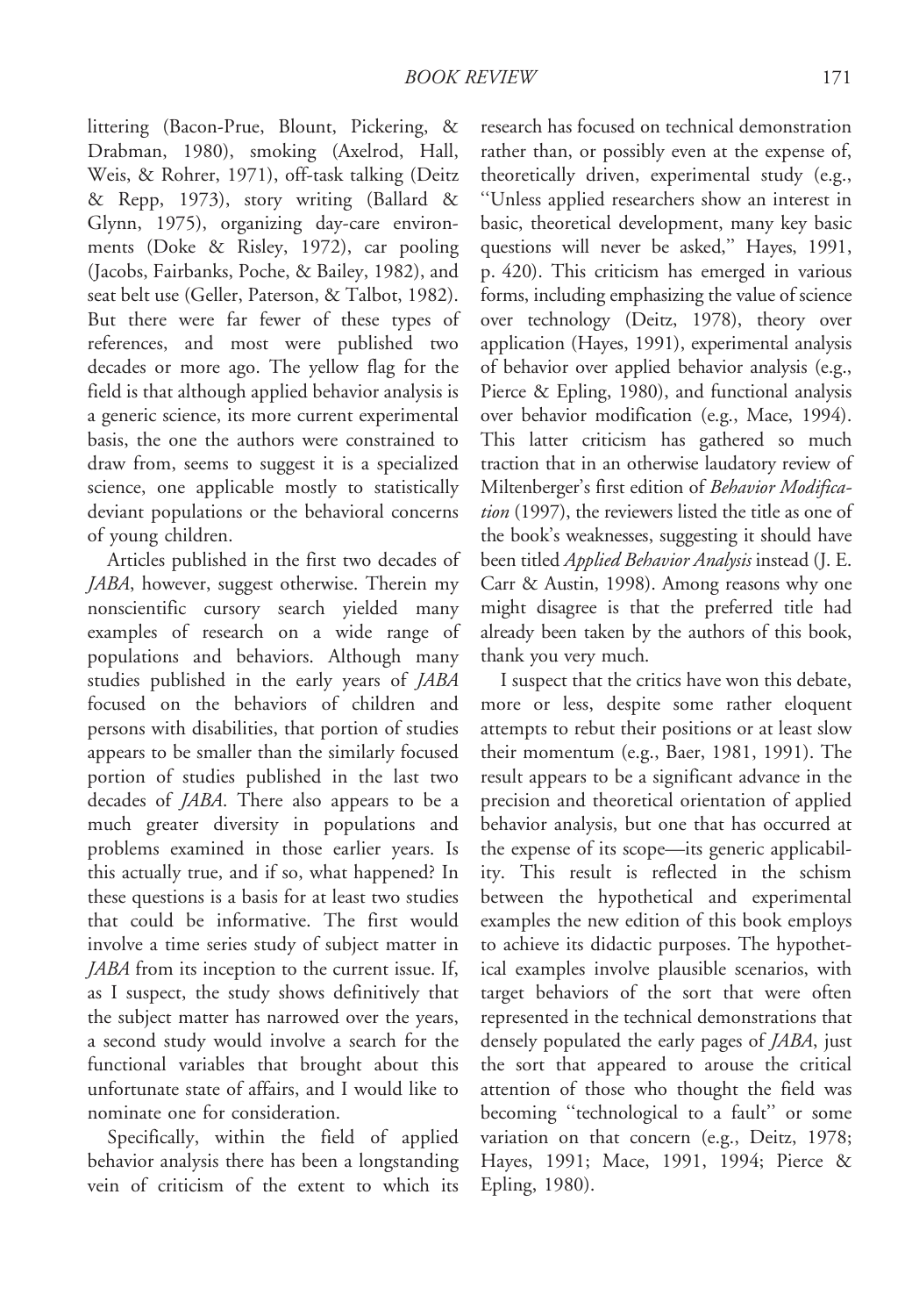littering (Bacon-Prue, Blount, Pickering, & Drabman, 1980), smoking (Axelrod, Hall, Weis, & Rohrer, 1971), off-task talking (Deitz & Repp, 1973), story writing (Ballard & Glynn, 1975), organizing day-care environments (Doke & Risley, 1972), car pooling (Jacobs, Fairbanks, Poche, & Bailey, 1982), and seat belt use (Geller, Paterson, & Talbot, 1982). But there were far fewer of these types of references, and most were published two decades or more ago. The yellow flag for the field is that although applied behavior analysis is a generic science, its more current experimental basis, the one the authors were constrained to draw from, seems to suggest it is a specialized science, one applicable mostly to statistically deviant populations or the behavioral concerns of young children.

Articles published in the first two decades of *JABA*, however, suggest otherwise. Therein my nonscientific cursory search yielded many examples of research on a wide range of populations and behaviors. Although many studies published in the early years of *JABA* focused on the behaviors of children and persons with disabilities, that portion of studies appears to be smaller than the similarly focused portion of studies published in the last two decades of *JABA*. There also appears to be a much greater diversity in populations and problems examined in those earlier years. Is this actually true, and if so, what happened? In these questions is a basis for at least two studies that could be informative. The first would involve a time series study of subject matter in *JABA* from its inception to the current issue. If, as I suspect, the study shows definitively that the subject matter has narrowed over the years, a second study would involve a search for the functional variables that brought about this unfortunate state of affairs, and I would like to nominate one for consideration.

Specifically, within the field of applied behavior analysis there has been a longstanding vein of criticism of the extent to which its research has focused on technical demonstration rather than, or possibly even at the expense of, theoretically driven, experimental study (e.g., "Unless applied researchers show an interest in basic, theoretical development, many key basic questions will never be asked," Hayes, 1991, p. 420). This criticism has emerged in various forms, including emphasizing the value of science over technology (Deitz, 1978), theory over application (Hayes, 1991), experimental analysis of behavior over applied behavior analysis (e.g., Pierce & Epling, 1980), and functional analysis over behavior modification (e.g., Mace, 1994). This latter criticism has gathered so much traction that in an otherwise laudatory review of Miltenberger's first edition of *Behavior Modification* (1997), the reviewers listed the title as one of the book's weaknesses, suggesting it should have been titled *Applied Behavior Analysis* instead (J. E. Carr & Austin, 1998). Among reasons why one might disagree is that the preferred title had already been taken by the authors of this book, thank you very much.

I suspect that the critics have won this debate, more or less, despite some rather eloquent attempts to rebut their positions or at least slow their momentum (e.g., Baer, 1981, 1991). The result appears to be a significant advance in the precision and theoretical orientation of applied behavior analysis, but one that has occurred at the expense of its scope—its generic applicability. This result is reflected in the schism between the hypothetical and experimental examples the new edition of this book employs to achieve its didactic purposes. The hypothetical examples involve plausible scenarios, with target behaviors of the sort that were often represented in the technical demonstrations that densely populated the early pages of *JABA*, just the sort that appeared to arouse the critical attention of those who thought the field was becoming "technological to a fault" or some variation on that concern (e.g., Deitz, 1978; Hayes, 1991; Mace, 1991, 1994; Pierce & Epling, 1980).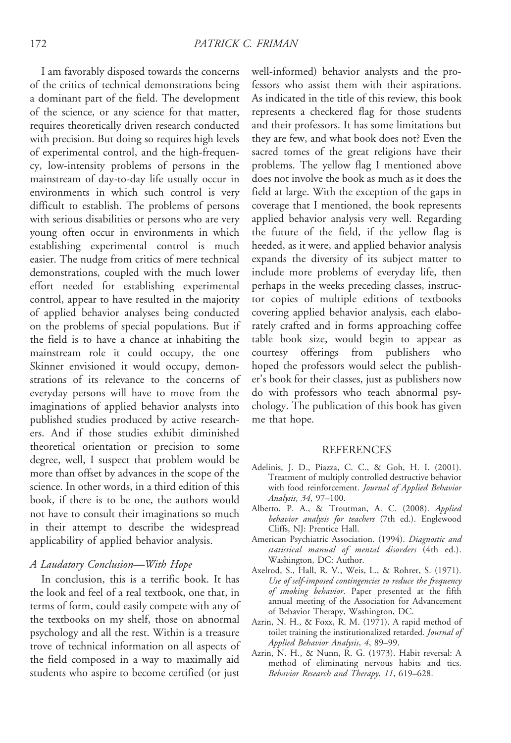I am favorably disposed towards the concerns of the critics of technical demonstrations being a dominant part of the field. The development of the science, or any science for that matter, requires theoretically driven research conducted with precision. But doing so requires high levels of experimental control, and the high-frequency, low-intensity problems of persons in the mainstream of day-to-day life usually occur in environments in which such control is very difficult to establish. The problems of persons with serious disabilities or persons who are very young often occur in environments in which establishing experimental control is much easier. The nudge from critics of mere technical demonstrations, coupled with the much lower effort needed for establishing experimental control, appear to have resulted in the majority of applied behavior analyses being conducted on the problems of special populations. But if the field is to have a chance at inhabiting the mainstream role it could occupy, the one Skinner envisioned it would occupy, demonstrations of its relevance to the concerns of everyday persons will have to move from the imaginations of applied behavior analysts into published studies produced by active researchers. And if those studies exhibit diminished theoretical orientation or precision to some degree, well, I suspect that problem would be more than offset by advances in the scope of the science. In other words, in a third edition of this book, if there is to be one, the authors would not have to consult their imaginations so much in their attempt to describe the widespread applicability of applied behavior analysis.

### *A Laudatory Conclusion—With Hope*

In conclusion, this is a terrific book. It has the look and feel of a real textbook, one that, in terms of form, could easily compete with any of the textbooks on my shelf, those on abnormal psychology and all the rest. Within is a treasure trove of technical information on all aspects of the field composed in a way to maximally aid students who aspire to become certified (or just well-informed) behavior analysts and the professors who assist them with their aspirations. As indicated in the title of this review, this book represents a checkered flag for those students and their professors. It has some limitations but they are few, and what book does not? Even the sacred tomes of the great religions have their problems. The yellow flag I mentioned above does not involve the book as much as it does the field at large. With the exception of the gaps in coverage that I mentioned, the book represents applied behavior analysis very well. Regarding the future of the field, if the yellow flag is heeded, as it were, and applied behavior analysis expands the diversity of its subject matter to include more problems of everyday life, then perhaps in the weeks preceding classes, instructor copies of multiple editions of textbooks covering applied behavior analysis, each elaborately crafted and in forms approaching coffee table book size, would begin to appear as courtesy offerings from publishers who hoped the professors would select the publisher's book for their classes, just as publishers now do with professors who teach abnormal psychology. The publication of this book has given me that hope.

## REFERENCES

Adelinis, J. D., Piazza, C. C., & Goh, H. I. (2001). Treatment of multiply controlled destructive behavior with food reinforcement. *Journal of Applied Behavior Analysis*, *34*, 97–100.

Alberto, P. A., & Troutman, A. C. (2008). *Applied behavior analysis for teachers* (7th ed.). Englewood Cliffs, NJ: Prentice Hall.

American Psychiatric Association. (1994). *Diagnostic and statistical manual of mental disorders* (4th ed.). Washington, DC: Author.

Axelrod, S., Hall, R. V., Weis, L., & Rohrer, S. (1971). *Use of self-imposed contingencies to reduce the frequency of smoking behavior*. Paper presented at the fifth annual meeting of the Association for Advancement of Behavior Therapy, Washington, DC.

Azrin, N. H., & Foxx, R. M. (1971). A rapid method of toilet training the institutionalized retarded. *Journal of Applied Behavior Analysis*, *4*, 89–99.

Azrin, N. H., & Nunn, R. G. (1973). Habit reversal: A method of eliminating nervous habits and tics. *Behavior Research and Therapy*, *11*, 619–628.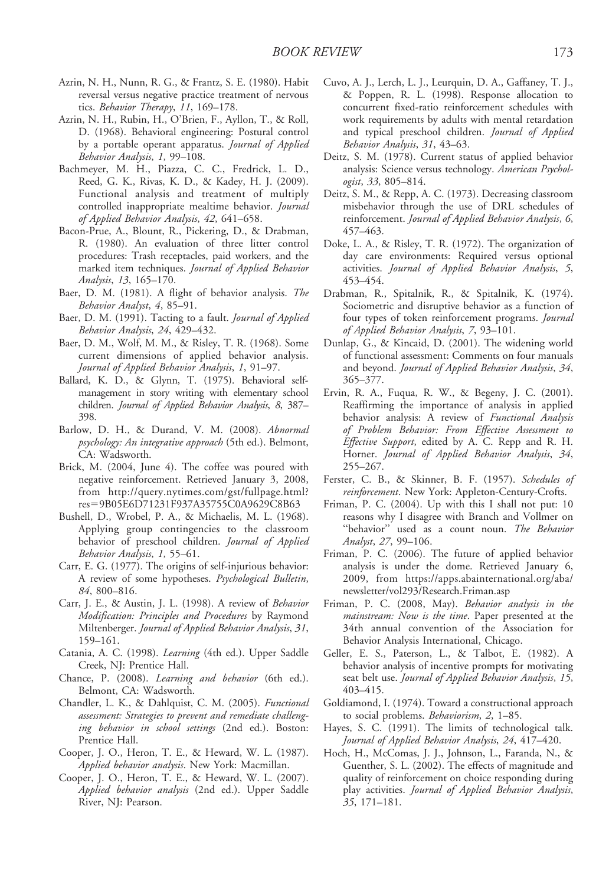Azrin, N. H., Nunn, R. G., & Frantz, S. E. (1980). Habit reversal versus negative practice treatment of nervous tics. *Behavior Therapy*, *11*, 169–178.

Azrin, N. H., Rubin, H., O'Brien, F., Ayllon, T., & Roll, D. (1968). Behavioral engineering: Postural control by a portable operant apparatus. *Journal of Applied Behavior Analysis*, *1*, 99–108.

Bachmeyer, M. H., Piazza, C. C., Fredrick, L. D., Reed, G. K., Rivas, K. D., & Kadey, H. J. (2009). Functional analysis and treatment of multiply controlled inappropriate mealtime behavior. *Journal of Applied Behavior Analysis*, *42*, 641–658.

Bacon-Prue, A., Blount, R., Pickering, D., & Drabman, R. (1980). An evaluation of three litter control procedures: Trash receptacles, paid workers, and the marked item techniques. *Journal of Applied Behavior Analysis*, *13*, 165–170.

Baer, D. M. (1981). A flight of behavior analysis. *The Behavior Analyst*, *4*, 85–91.

Baer, D. M. (1991). Tacting to a fault. *Journal of Applied Behavior Analysis*, *24*, 429–432.

Baer, D. M., Wolf, M. M., & Risley, T. R. (1968). Some current dimensions of applied behavior analysis. *Journal of Applied Behavior Analysis*, *1*, 91–97.

Ballard, K. D., & Glynn, T. (1975). Behavioral self-management in story writing with elementary school children. *Journal of Applied Behavior Analysis*, *8*, 387–398.

Barlow, D. H., & Durand, V. M. (2008). *Abnormal psychology: An integrative approach* (5th ed.). Belmont, CA: Wadsworth.

Brick, M. (2004, June 4). The coffee was poured with negative reinforcement. Retrieved January 3, 2008, from http://query.nytimes.com/gst/fullpage.html?res=9B05E6D71231F937A35755C0A9629C8B63

Bushell, D., Wrobel, P. A., & Michaelis, M. L. (1968). Applying group contingencies to the classroom behavior of preschool children. *Journal of Applied Behavior Analysis*, *1*, 55–61.

Carr, E. G. (1977). The origins of self-injurious behavior: A review of some hypotheses. *Psychological Bulletin*, *84*, 800–816.

Carr, J. E., & Austin, J. L. (1998). A review of *Behavior Modification: Principles and Procedures* by Raymond Miltenberger. *Journal of Applied Behavior Analysis*, *31*, 159–161.

Catania, A. C. (1998). *Learning* (4th ed.). Upper Saddle Creek, NJ: Prentice Hall.

Chance, P. (2008). *Learning and behavior* (6th ed.). Belmont, CA: Wadsworth.

Chandler, L. K., & Dahlquist, C. M. (2005). *Functional assessment: Strategies to prevent and remediate challenging behavior in school settings* (2nd ed.). Boston: Prentice Hall.

Cooper, J. O., Heron, T. E., & Heward, W. L. (1987). *Applied behavior analysis*. New York: Macmillan.

Cooper, J. O., Heron, T. E., & Heward, W. L. (2007). *Applied behavior analysis* (2nd ed.). Upper Saddle River, NJ: Pearson.

Cuvo, A. J., Lerch, L. J., Leurquin, D. A., Gaffaney, T. J., & Poppen, R. L. (1998). Response allocation to concurrent fixed-ratio reinforcement schedules with work requirements by adults with mental retardation and typical preschool children. *Journal of Applied Behavior Analysis*, *31*, 43–63.

Deitz, S. M. (1978). Current status of applied behavior analysis: Science versus technology. *American Psychologist*, *33*, 805–814.

Deitz, S. M., & Repp, A. C. (1973). Decreasing classroom misbehavior through the use of DRL schedules of reinforcement. *Journal of Applied Behavior Analysis*, *6*, 457–463.

Doke, L. A., & Risley, T. R. (1972). The organization of day care environments: Required versus optional activities. *Journal of Applied Behavior Analysis*, *5*, 453–454.

Drabman, R., Spitalnik, R., & Spitalnik, K. (1974). Sociometric and disruptive behavior as a function of four types of token reinforcement programs. *Journal of Applied Behavior Analysis*, *7*, 93–101.

Dunlap, G., & Kincaid, D. (2001). The widening world of functional assessment: Comments on four manuals and beyond. *Journal of Applied Behavior Analysis*, *34*, 365–377.

Ervin, R. A., Fuqua, R. W., & Begeny, J. C. (2001). Reaffirming the importance of analysis in applied behavior analysis: A review of *Functional Analysis of Problem Behavior: From Effective Assessment to Effective Support*, edited by A. C. Repp and R. H. Horner. *Journal of Applied Behavior Analysis*, *34*, 255–267.

Ferster, C. B., & Skinner, B. F. (1957). *Schedules of reinforcement*. New York: Appleton-Century-Crofts.

Friman, P. C. (2004). Up with this I shall not put: 10 reasons why I disagree with Branch and Vollmer on "behavior" used as a count noun. *The Behavior Analyst*, *27*, 99–106.

Friman, P. C. (2006). The future of applied behavior analysis is under the dome. Retrieved January 6, 2009, from https://apps.abainternational.org/aba/newsletter/vol293/Research.Friman.asp

Friman, P. C. (2008, May). *Behavior analysis in the mainstream: Now is the time*. Paper presented at the 34th annual convention of the Association for Behavior Analysis International, Chicago.

Geller, E. S., Paterson, L., & Talbot, E. (1982). A behavior analysis of incentive prompts for motivating seat belt use. *Journal of Applied Behavior Analysis*, *15*, 403–415.

Goldiamond, I. (1974). Toward a constructional approach to social problems. *Behaviorism*, *2*, 1–85.

Hayes, S. C. (1991). The limits of technological talk. *Journal of Applied Behavior Analysis*, *24*, 417–420.

Hoch, H., McComas, J. J., Johnson, L., Faranda, N., & Guenther, S. L. (2002). The effects of magnitude and quality of reinforcement on choice responding during play activities. *Journal of Applied Behavior Analysis*, *35*, 171–181.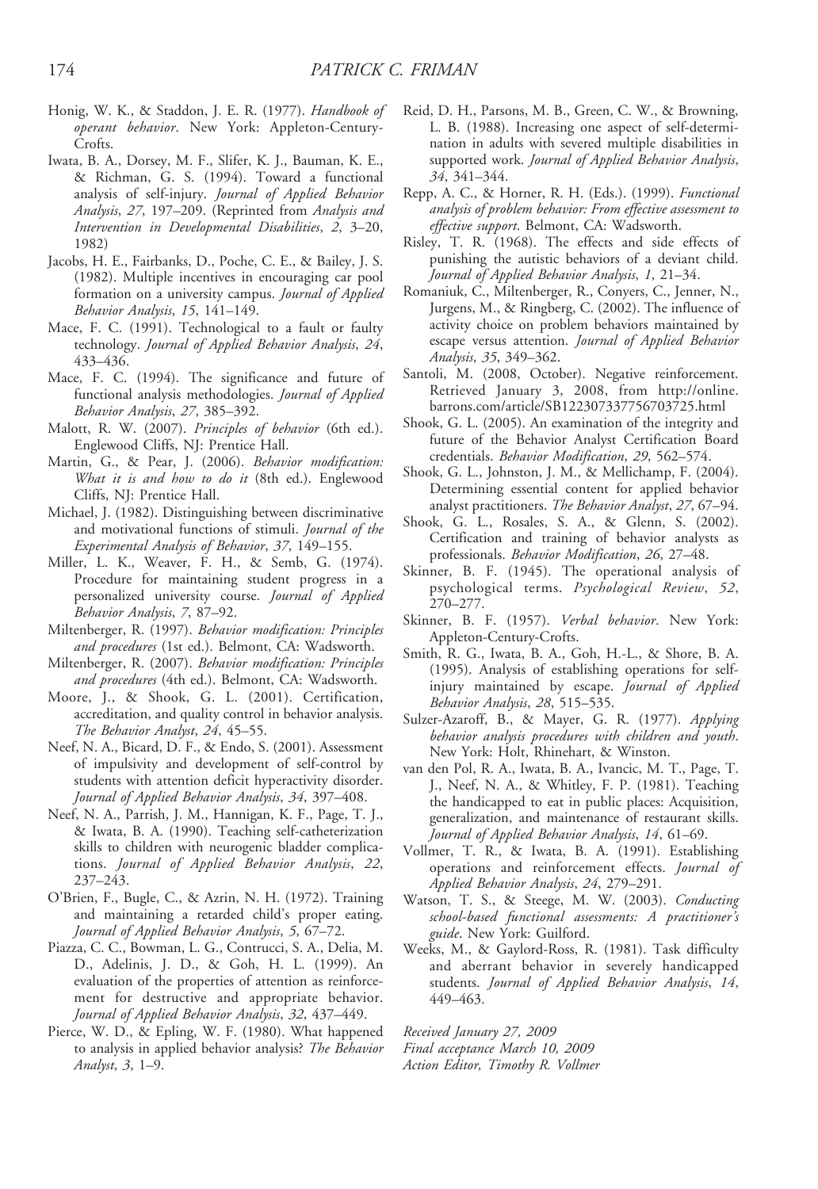Honig, W. K., & Staddon, J. E. R. (1977). *Handbook of operant behavior*. New York: Appleton-Century-Crofts.

Iwata, B. A., Dorsey, M. F., Slifer, K. J., Bauman, K. E., & Richman, G. S. (1994). Toward a functional analysis of self-injury. *Journal of Applied Behavior Analysis*, *27*, 197–209. (Reprinted from *Analysis and Intervention in Developmental Disabilities*, *2*, 3–20, 1982)

Jacobs, H. E., Fairbanks, D., Poche, C. E., & Bailey, J. S. (1982). Multiple incentives in encouraging car pool formation on a university campus. *Journal of Applied Behavior Analysis*, *15*, 141–149.

Mace, F. C. (1991). Technological to a fault or faulty technology. *Journal of Applied Behavior Analysis*, *24*, 433–436.

Mace, F. C. (1994). The significance and future of functional analysis methodologies. *Journal of Applied Behavior Analysis*, *27*, 385–392.

Malott, R. W. (2007). *Principles of behavior* (6th ed.). Englewood Cliffs, NJ: Prentice Hall.

Martin, G., & Pear, J. (2006). *Behavior modification: What it is and how to do it* (8th ed.). Englewood Cliffs, NJ: Prentice Hall.

Michael, J. (1982). Distinguishing between discriminative and motivational functions of stimuli. *Journal of the Experimental Analysis of Behavior*, *37*, 149–155.

Miller, L. K., Weaver, F. H., & Semb, G. (1974). Procedure for maintaining student progress in a personalized university course. *Journal of Applied Behavior Analysis*, *7*, 87–92.

Miltenberger, R. (1997). *Behavior modification: Principles and procedures* (1st ed.). Belmont, CA: Wadsworth.

Miltenberger, R. (2007). *Behavior modification: Principles and procedures* (4th ed.). Belmont, CA: Wadsworth.

Moore, J., & Shook, G. L. (2001). Certification, accreditation, and quality control in behavior analysis. *The Behavior Analyst*, *24*, 45–55.

Neef, N. A., Bicard, D. F., & Endo, S. (2001). Assessment of impulsivity and development of self-control by students with attention deficit hyperactivity disorder. *Journal of Applied Behavior Analysis*, *34*, 397–408.

Neef, N. A., Parrish, J. M., Hannigan, K. F., Page, T. J., & Iwata, B. A. (1990). Teaching self-catheterization skills to children with neurogenic bladder complications. *Journal of Applied Behavior Analysis*, *22*, 237–243.

O'Brien, F., Bugle, C., & Azrin, N. H. (1972). Training and maintaining a retarded child's proper eating. *Journal of Applied Behavior Analysis*, *5*, 67–72.

Piazza, C. C., Bowman, L. G., Contrucci, S. A., Delia, M. D., Adelinis, J. D., & Goh, H. L. (1999). An evaluation of the properties of attention as reinforcement for destructive and appropriate behavior. *Journal of Applied Behavior Analysis*, *32*, 437–449.

Pierce, W. D., & Epling, W. F. (1980). What happened to analysis in applied behavior analysis? *The Behavior Analyst*, *3*, 1–9.

Reid, D. H., Parsons, M. B., Green, C. W., & Browning, L. B. (1988). Increasing one aspect of self-determination in adults with severed multiple disabilities in supported work. *Journal of Applied Behavior Analysis*, *34*, 341–344.

Repp, A. C., & Horner, R. H. (Eds.). (1999). *Functional analysis of problem behavior: From effective assessment to effective support*. Belmont, CA: Wadsworth.

Risley, T. R. (1968). The effects and side effects of punishing the autistic behaviors of a deviant child. *Journal of Applied Behavior Analysis*, *1*, 21–34.

Romaniuk, C., Miltenberger, R., Conyers, C., Jenner, N., Jurgens, M., & Ringberg, C. (2002). The influence of activity choice on problem behaviors maintained by escape versus attention. *Journal of Applied Behavior Analysis*, *35*, 349–362.

Santoli, M. (2008, October). Negative reinforcement. Retrieved January 3, 2008, from http://online.barrons.com/article/SB122307337756703725.html

Shook, G. L. (2005). An examination of the integrity and future of the Behavior Analyst Certification Board credentials. *Behavior Modification*, *29*, 562–574.

Shook, G. L., Johnston, J. M., & Mellichamp, F. (2004). Determining essential content for applied behavior analyst practitioners. *The Behavior Analyst*, *27*, 67–94.

Shook, G. L., Rosales, S. A., & Glenn, S. (2002). Certification and training of behavior analysts as professionals. *Behavior Modification*, *26*, 27–48.

Skinner, B. F. (1945). The operational analysis of psychological terms. *Psychological Review*, *52*, 270–277.

Skinner, B. F. (1957). *Verbal behavior*. New York: Appleton-Century-Crofts.

Smith, R. G., Iwata, B. A., Goh, H.-L., & Shore, B. A. (1995). Analysis of establishing operations for self-injury maintained by escape. *Journal of Applied Behavior Analysis*, *28*, 515–535.

Sulzer-Azaroff, B., & Mayer, G. R. (1977). *Applying behavior analysis procedures with children and youth*. New York: Holt, Rhinehart, & Winston.

van den Pol, R. A., Iwata, B. A., Ivancic, M. T., Page, T. J., Neef, N. A., & Whitley, F. P. (1981). Teaching the handicapped to eat in public places: Acquisition, generalization, and maintenance of restaurant skills. *Journal of Applied Behavior Analysis*, *14*, 61–69.

Vollmer, T. R., & Iwata, B. A. (1991). Establishing operations and reinforcement effects. *Journal of Applied Behavior Analysis*, *24*, 279–291.

Watson, T. S., & Steege, M. W. (2003). *Conducting school-based functional assessments: A practitioner's guide*. New York: Guilford.

Weeks, M., & Gaylord-Ross, R. (1981). Task difficulty and aberrant behavior in severely handicapped students. *Journal of Applied Behavior Analysis*, *14*, 449–463.

*Received January 27, 2009*
*Final acceptance March 10, 2009*
*Action Editor, Timothy R. Vollmer*